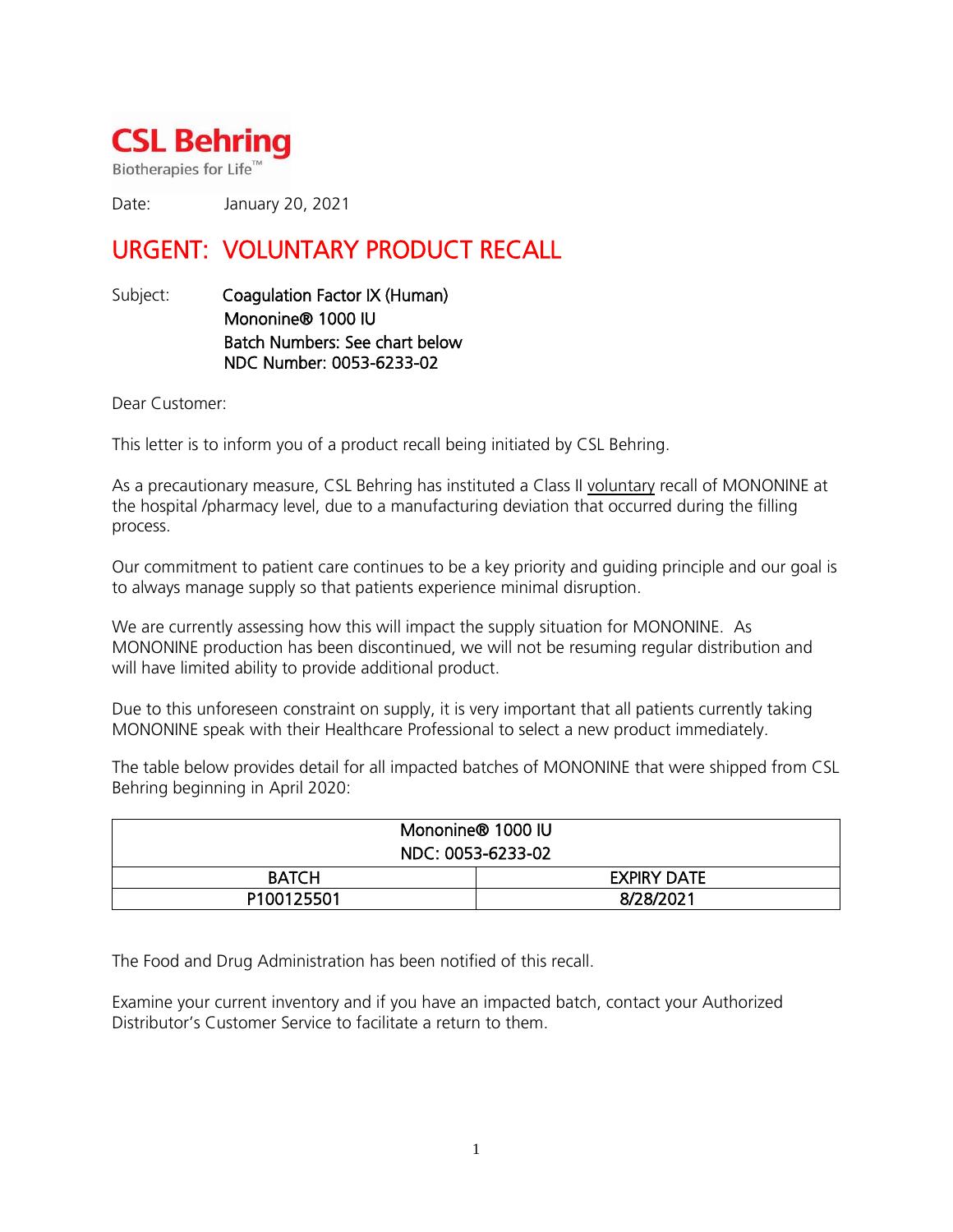**CSL Behring**

Biotherapies for Life™

Date: January 20, 2021

# URGENT: VOLUNTARY PRODUCT RECALL

Subject: Coagulation Factor IX (Human)
Mononine® 1000 IU
Batch Numbers: See chart below
NDC Number: 0053-6233-02

Dear Customer:

This letter is to inform you of a product recall being initiated by CSL Behring.

As a precautionary measure, CSL Behring has instituted a Class II voluntary recall of MONONINE at the hospital /pharmacy level, due to a manufacturing deviation that occurred during the filling process.

Our commitment to patient care continues to be a key priority and guiding principle and our goal is to always manage supply so that patients experience minimal disruption.

We are currently assessing how this will impact the supply situation for MONONINE. As MONONINE production has been discontinued, we will not be resuming regular distribution and will have limited ability to provide additional product.

Due to this unforeseen constraint on supply, it is very important that all patients currently taking MONONINE speak with their Healthcare Professional to select a new product immediately.

The table below provides detail for all impacted batches of MONONINE that were shipped from CSL Behring beginning in April 2020:

| Mononine® 1000 IU NDC: 0053-6233-02 | |
|---|---|
| BATCH | EXPIRY DATE |
| P100125501 | 8/28/2021 |

The Food and Drug Administration has been notified of this recall.

Examine your current inventory and if you have an impacted batch, contact your Authorized Distributor's Customer Service to facilitate a return to them.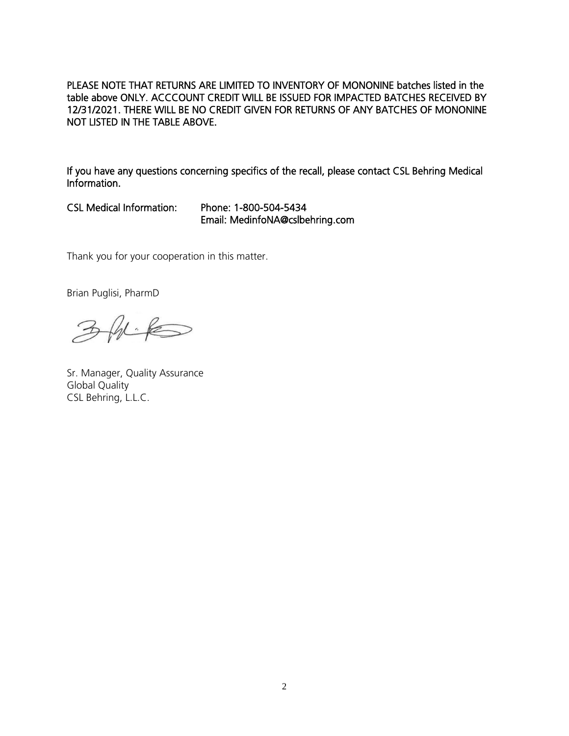PLEASE NOTE THAT RETURNS ARE LIMITED TO INVENTORY OF MONONINE batches listed in the table above ONLY. ACCCOUNT CREDIT WILL BE ISSUED FOR IMPACTED BATCHES RECEIVED BY 12/31/2021. THERE WILL BE NO CREDIT GIVEN FOR RETURNS OF ANY BATCHES OF MONONINE NOT LISTED IN THE TABLE ABOVE.

If you have any questions concerning specifics of the recall, please contact CSL Behring Medical Information.

CSL Medical Information: Phone: 1-800-504-5434
Email: MedinfoNA@cslbehring.com

Thank you for your cooperation in this matter.

Brian Puglisi, PharmD

Sr. Manager, Quality Assurance
Global Quality
CSL Behring, L.L.C.